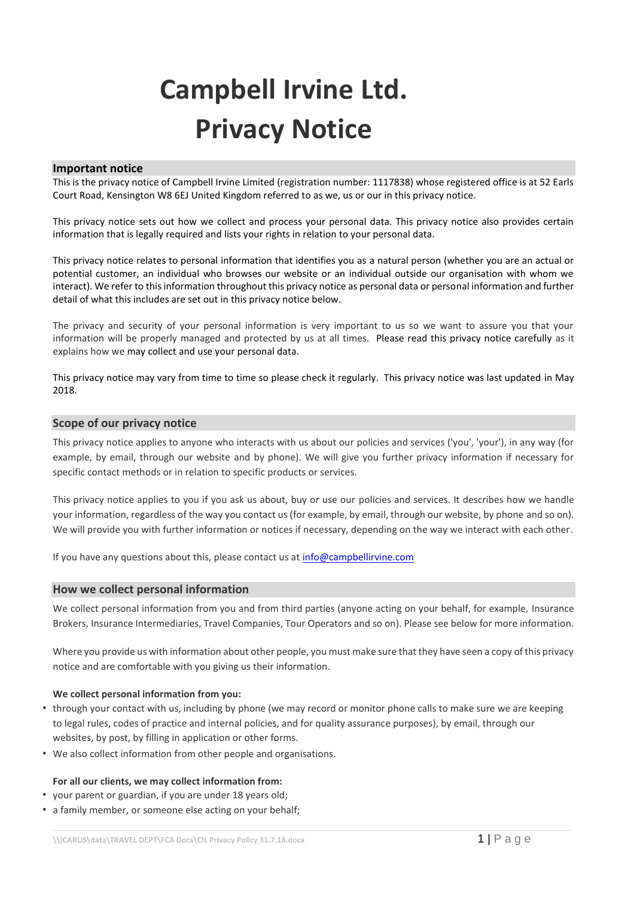# Campbell Irvine Ltd. Privacy Notice

## Important notice

This is the privacy notice of Campbell Irvine Limited (registration number: 1117838) whose registered office is at 52 Earls Court Road, Kensington W8 6EJ United Kingdom referred to as we, us or our in this privacy notice.

This privacy notice sets out how we collect and process your personal data. This privacy notice also provides certain information that is legally required and lists your rights in relation to your personal data.

This privacy notice relates to personal information that identifies you as a natural person (whether you are an actual or potential customer, an individual who browses our website or an individual outside our organisation with whom we interact). We refer to this information throughout this privacy notice as personal data or personal information and further detail of what this includes are set out in this privacy notice below.

The privacy and security of your personal information is very important to us so we want to assure you that your information will be properly managed and protected by us at all times. Please read this privacy notice carefully as it explains how we may collect and use your personal data.

This privacy notice may vary from time to time so please check it regularly. This privacy notice was last updated in May 2018.

## Scope of our privacy notice

This privacy notice applies to anyone who interacts with us about our policies and services ('you', 'your'), in any way (for example, by email, through our website and by phone). We will give you further privacy information if necessary for specific contact methods or in relation to specific products or services.

This privacy notice applies to you if you ask us about, buy or use our policies and services. It describes how we handle your information, regardless of the way you contact us (for example, by email, through our website, by phone and so on). We will provide you with further information or notices if necessary, depending on the way we interact with each other.

If you have any questions about this, please contact us at info@campbellirvine.com

## How we collect personal information

We collect personal information from you and from third parties (anyone acting on your behalf, for example, Insurance Brokers, Insurance Intermediaries, Travel Companies, Tour Operators and so on). Please see below for more information.

Where you provide us with information about other people, you must make sure that they have seen a copy of this privacy notice and are comfortable with you giving us their information.

**We collect personal information from you:**

- through your contact with us, including by phone (we may record or monitor phone calls to make sure we are keeping to legal rules, codes of practice and internal policies, and for quality assurance purposes), by email, through our websites, by post, by filling in application or other forms.
- We also collect information from other people and organisations.

**For all our clients, we may collect information from:**

- your parent or guardian, if you are under 18 years old;
- a family member, or someone else acting on your behalf;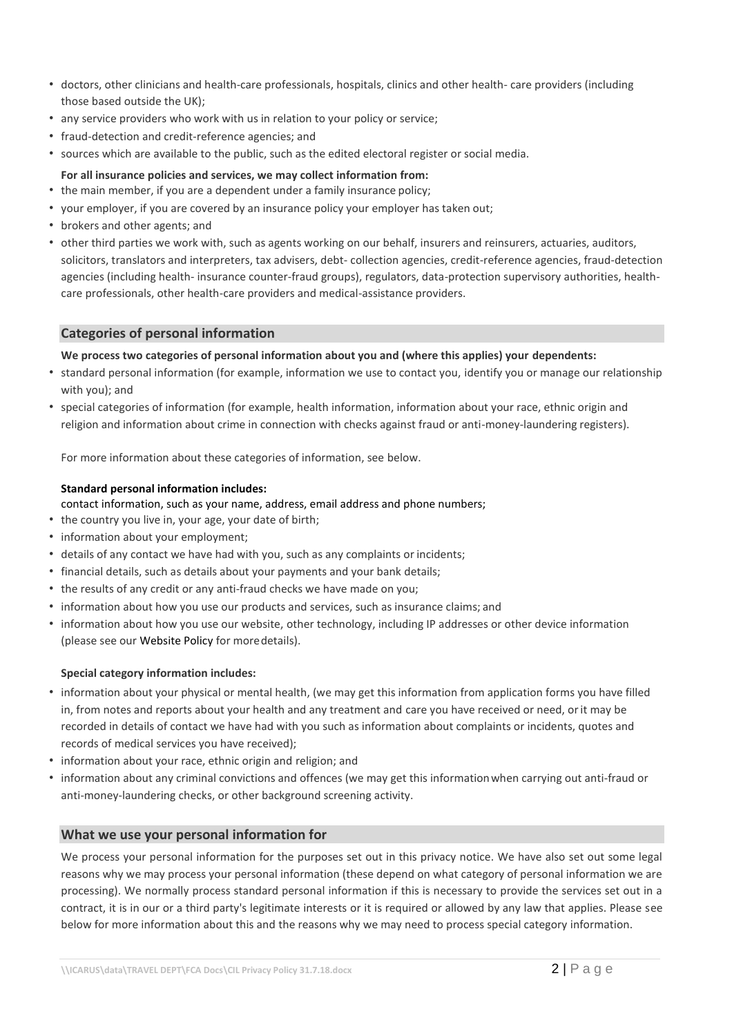- doctors, other clinicians and health-care professionals, hospitals, clinics and other health- care providers (including those based outside the UK);
- any service providers who work with us in relation to your policy or service;
- fraud-detection and credit-reference agencies; and
- sources which are available to the public, such as the edited electoral register or social media.

**For all insurance policies and services, we may collect information from:**

- the main member, if you are a dependent under a family insurance policy;
- your employer, if you are covered by an insurance policy your employer has taken out;
- brokers and other agents; and
- other third parties we work with, such as agents working on our behalf, insurers and reinsurers, actuaries, auditors, solicitors, translators and interpreters, tax advisers, debt- collection agencies, credit-reference agencies, fraud-detection agencies (including health- insurance counter-fraud groups), regulators, data-protection supervisory authorities, health-care professionals, other health-care providers and medical-assistance providers.

## Categories of personal information

**We process two categories of personal information about you and (where this applies) your dependents:**

- standard personal information (for example, information we use to contact you, identify you or manage our relationship with you); and
- special categories of information (for example, health information, information about your race, ethnic origin and religion and information about crime in connection with checks against fraud or anti-money-laundering registers).

For more information about these categories of information, see below.

**Standard personal information includes:**

contact information, such as your name, address, email address and phone numbers;

- the country you live in, your age, your date of birth;
- information about your employment;
- details of any contact we have had with you, such as any complaints or incidents;
- financial details, such as details about your payments and your bank details;
- the results of any credit or any anti-fraud checks we have made on you;
- information about how you use our products and services, such as insurance claims; and
- information about how you use our website, other technology, including IP addresses or other device information (please see our Website Policy for more details).

**Special category information includes:**

- information about your physical or mental health, (we may get this information from application forms you have filled in, from notes and reports about your health and any treatment and care you have received or need, or it may be recorded in details of contact we have had with you such as information about complaints or incidents, quotes and records of medical services you have received);
- information about your race, ethnic origin and religion; and
- information about any criminal convictions and offences (we may get this information when carrying out anti-fraud or anti-money-laundering checks, or other background screening activity.

## What we use your personal information for

We process your personal information for the purposes set out in this privacy notice. We have also set out some legal reasons why we may process your personal information (these depend on what category of personal information we are processing). We normally process standard personal information if this is necessary to provide the services set out in a contract, it is in our or a third party's legitimate interests or it is required or allowed by any law that applies. Please see below for more information about this and the reasons why we may need to process special category information.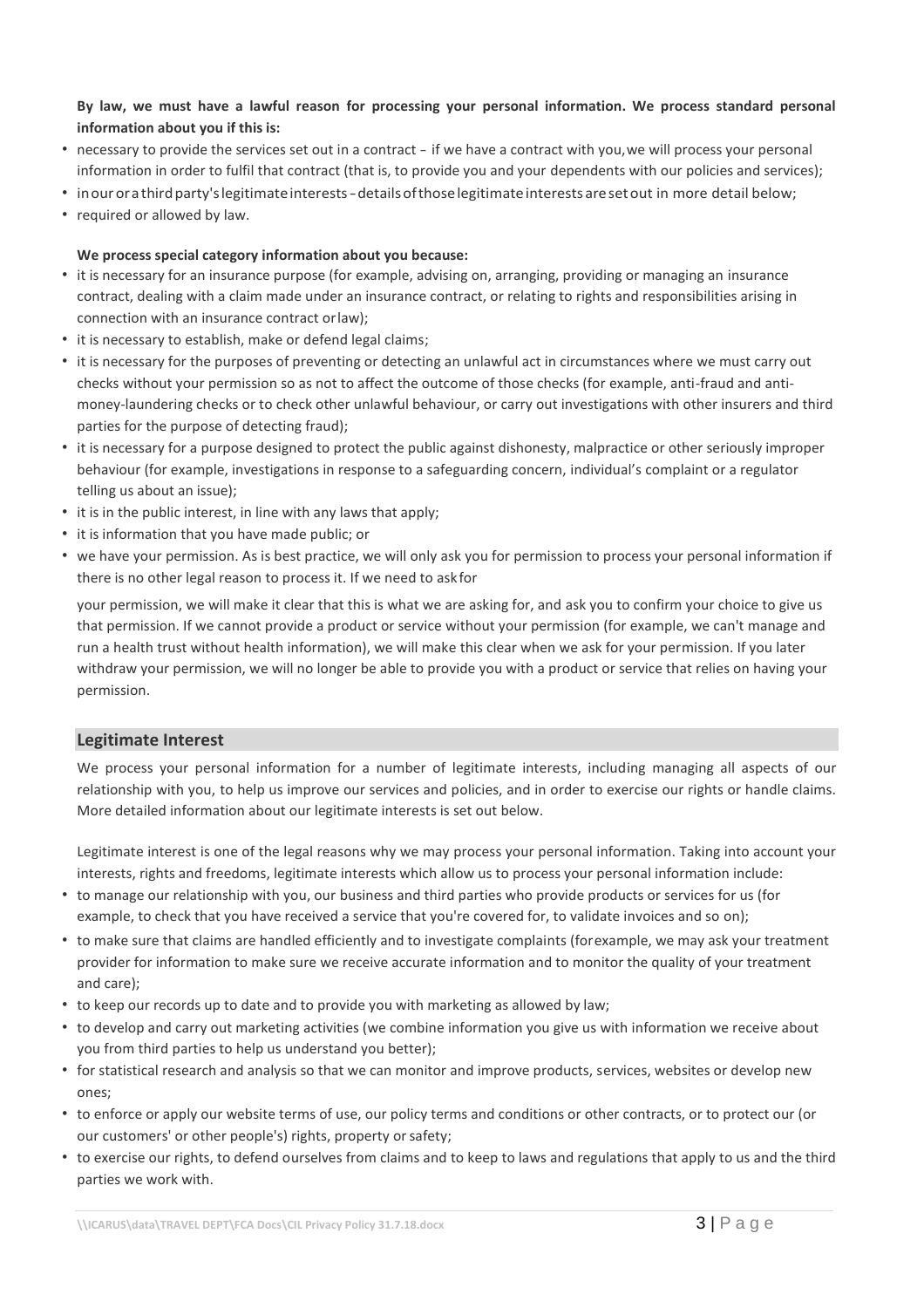**By law, we must have a lawful reason for processing your personal information. We process standard personal information about you if this is:**

- necessary to provide the services set out in a contract – if we have a contract with you, we will process your personal information in order to fulfil that contract (that is, to provide you and your dependents with our policies and services);
- in our or a third party's legitimate interests – details of those legitimate interests are set out in more detail below;
- required or allowed by law.

**We process special category information about you because:**

- it is necessary for an insurance purpose (for example, advising on, arranging, providing or managing an insurance contract, dealing with a claim made under an insurance contract, or relating to rights and responsibilities arising in connection with an insurance contract or law);
- it is necessary to establish, make or defend legal claims;
- it is necessary for the purposes of preventing or detecting an unlawful act in circumstances where we must carry out checks without your permission so as not to affect the outcome of those checks (for example, anti-fraud and anti-money-laundering checks or to check other unlawful behaviour, or carry out investigations with other insurers and third parties for the purpose of detecting fraud);
- it is necessary for a purpose designed to protect the public against dishonesty, malpractice or other seriously improper behaviour (for example, investigations in response to a safeguarding concern, individual's complaint or a regulator telling us about an issue);
- it is in the public interest, in line with any laws that apply;
- it is information that you have made public; or
- we have your permission. As is best practice, we will only ask you for permission to process your personal information if there is no other legal reason to process it. If we need to ask for

  your permission, we will make it clear that this is what we are asking for, and ask you to confirm your choice to give us that permission. If we cannot provide a product or service without your permission (for example, we can't manage and run a health trust without health information), we will make this clear when we ask for your permission. If you later withdraw your permission, we will no longer be able to provide you with a product or service that relies on having your permission.

## Legitimate Interest

We process your personal information for a number of legitimate interests, including managing all aspects of our relationship with you, to help us improve our services and policies, and in order to exercise our rights or handle claims. More detailed information about our legitimate interests is set out below.

Legitimate interest is one of the legal reasons why we may process your personal information. Taking into account your interests, rights and freedoms, legitimate interests which allow us to process your personal information include:

- to manage our relationship with you, our business and third parties who provide products or services for us (for example, to check that you have received a service that you're covered for, to validate invoices and so on);
- to make sure that claims are handled efficiently and to investigate complaints (for example, we may ask your treatment provider for information to make sure we receive accurate information and to monitor the quality of your treatment and care);
- to keep our records up to date and to provide you with marketing as allowed by law;
- to develop and carry out marketing activities (we combine information you give us with information we receive about you from third parties to help us understand you better);
- for statistical research and analysis so that we can monitor and improve products, services, websites or develop new ones;
- to enforce or apply our website terms of use, our policy terms and conditions or other contracts, or to protect our (or our customers' or other people's) rights, property or safety;
- to exercise our rights, to defend ourselves from claims and to keep to laws and regulations that apply to us and the third parties we work with.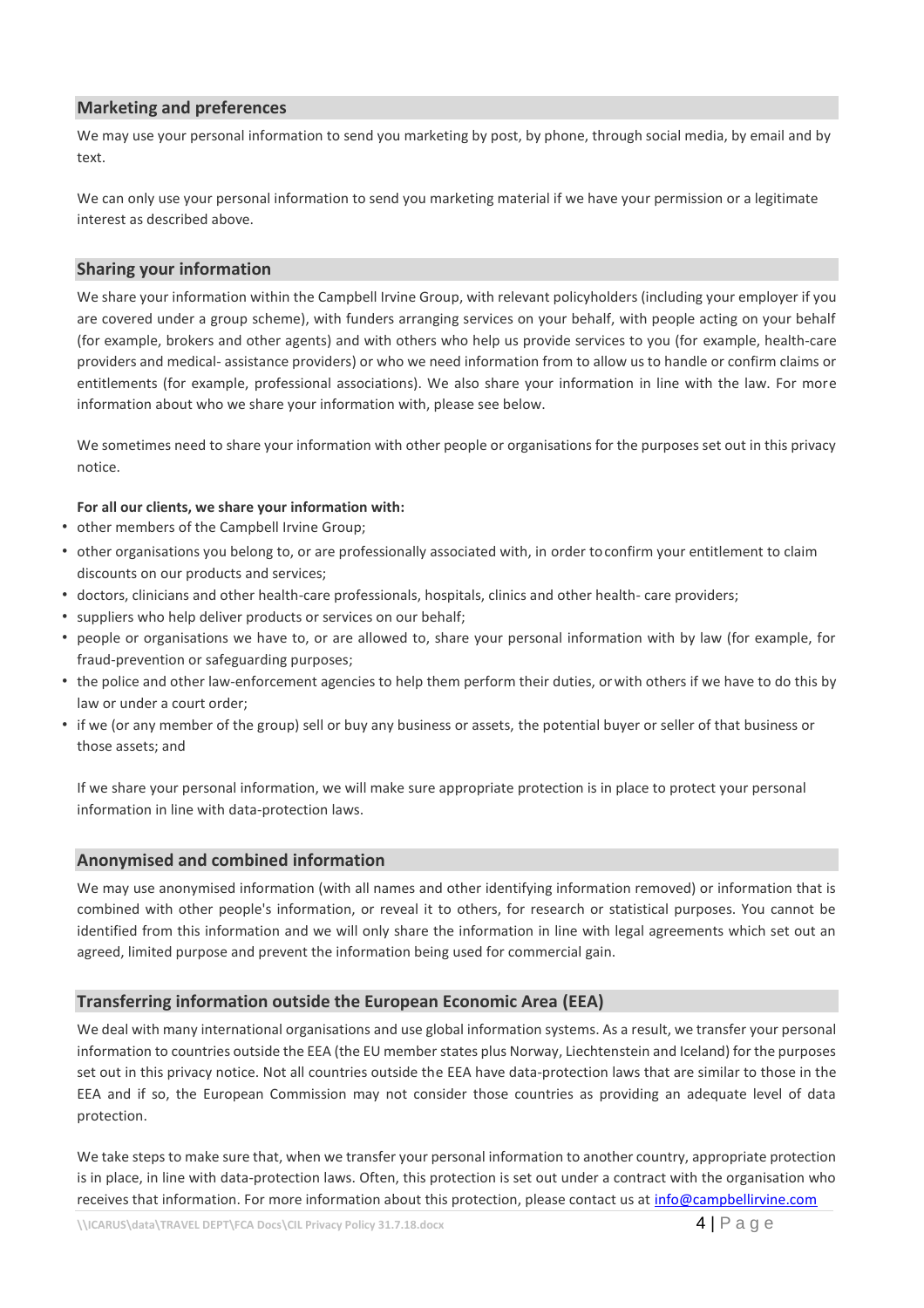## Marketing and preferences

We may use your personal information to send you marketing by post, by phone, through social media, by email and by text.

We can only use your personal information to send you marketing material if we have your permission or a legitimate interest as described above.

## Sharing your information

We share your information within the Campbell Irvine Group, with relevant policyholders (including your employer if you are covered under a group scheme), with funders arranging services on your behalf, with people acting on your behalf (for example, brokers and other agents) and with others who help us provide services to you (for example, health-care providers and medical- assistance providers) or who we need information from to allow us to handle or confirm claims or entitlements (for example, professional associations). We also share your information in line with the law. For more information about who we share your information with, please see below.

We sometimes need to share your information with other people or organisations for the purposes set out in this privacy notice.

**For all our clients, we share your information with:**

- other members of the Campbell Irvine Group;
- other organisations you belong to, or are professionally associated with, in order to confirm your entitlement to claim discounts on our products and services;
- doctors, clinicians and other health-care professionals, hospitals, clinics and other health- care providers;
- suppliers who help deliver products or services on our behalf;
- people or organisations we have to, or are allowed to, share your personal information with by law (for example, for fraud-prevention or safeguarding purposes;
- the police and other law-enforcement agencies to help them perform their duties, or with others if we have to do this by law or under a court order;
- if we (or any member of the group) sell or buy any business or assets, the potential buyer or seller of that business or those assets; and

If we share your personal information, we will make sure appropriate protection is in place to protect your personal information in line with data-protection laws.

## Anonymised and combined information

We may use anonymised information (with all names and other identifying information removed) or information that is combined with other people's information, or reveal it to others, for research or statistical purposes. You cannot be identified from this information and we will only share the information in line with legal agreements which set out an agreed, limited purpose and prevent the information being used for commercial gain.

## Transferring information outside the European Economic Area (EEA)

We deal with many international organisations and use global information systems. As a result, we transfer your personal information to countries outside the EEA (the EU member states plus Norway, Liechtenstein and Iceland) for the purposes set out in this privacy notice. Not all countries outside the EEA have data-protection laws that are similar to those in the EEA and if so, the European Commission may not consider those countries as providing an adequate level of data protection.

We take steps to make sure that, when we transfer your personal information to another country, appropriate protection is in place, in line with data-protection laws. Often, this protection is set out under a contract with the organisation who receives that information. For more information about this protection, please contact us at info@campbellirvine.com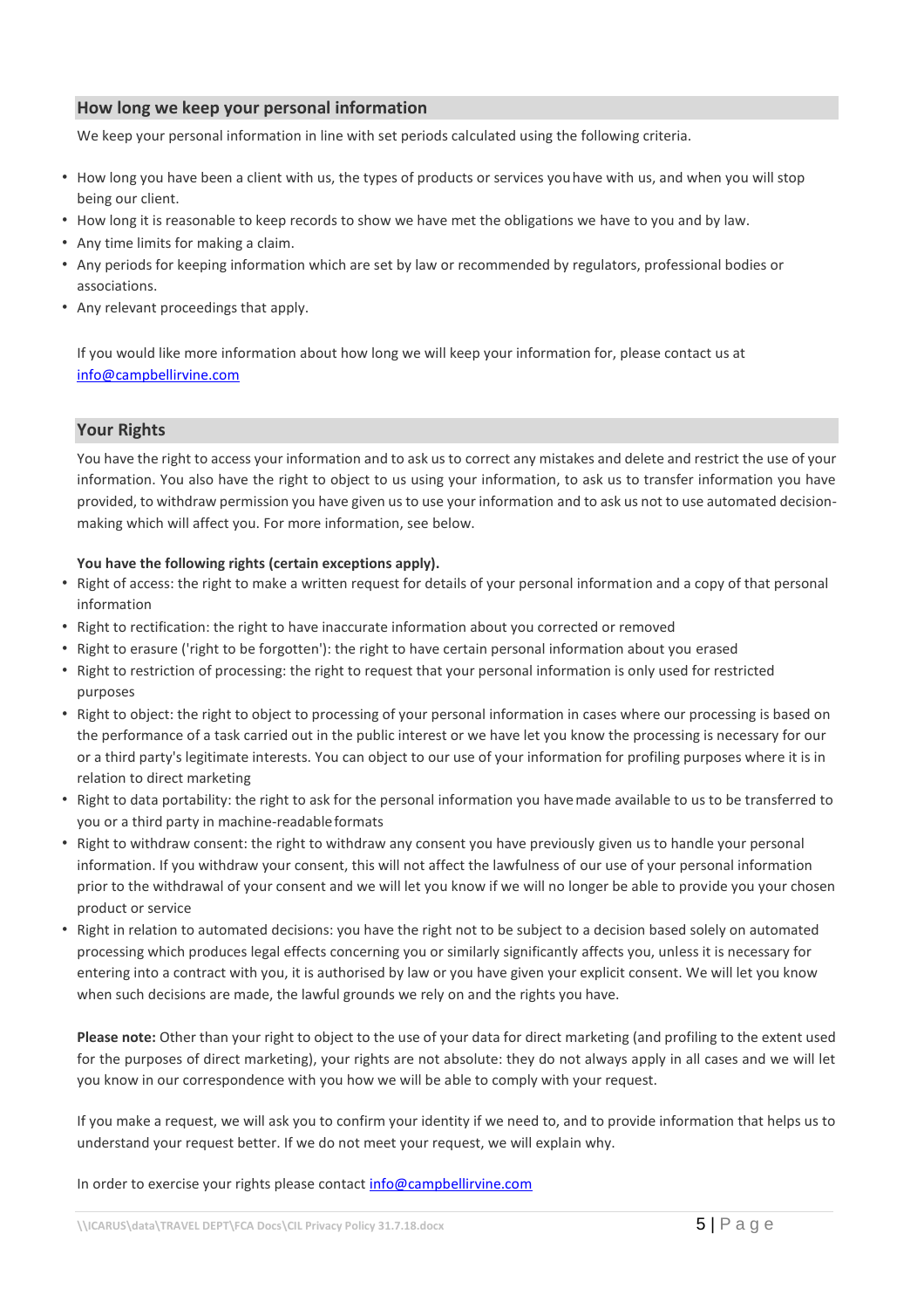## How long we keep your personal information

We keep your personal information in line with set periods calculated using the following criteria.

- How long you have been a client with us, the types of products or services you have with us, and when you will stop being our client.
- How long it is reasonable to keep records to show we have met the obligations we have to you and by law.
- Any time limits for making a claim.
- Any periods for keeping information which are set by law or recommended by regulators, professional bodies or associations.
- Any relevant proceedings that apply.

If you would like more information about how long we will keep your information for, please contact us at info@campbellirvine.com

## Your Rights

You have the right to access your information and to ask us to correct any mistakes and delete and restrict the use of your information. You also have the right to object to us using your information, to ask us to transfer information you have provided, to withdraw permission you have given us to use your information and to ask us not to use automated decision-making which will affect you. For more information, see below.

**You have the following rights (certain exceptions apply).**

- Right of access: the right to make a written request for details of your personal information and a copy of that personal information
- Right to rectification: the right to have inaccurate information about you corrected or removed
- Right to erasure ('right to be forgotten'): the right to have certain personal information about you erased
- Right to restriction of processing: the right to request that your personal information is only used for restricted purposes
- Right to object: the right to object to processing of your personal information in cases where our processing is based on the performance of a task carried out in the public interest or we have let you know the processing is necessary for our or a third party's legitimate interests. You can object to our use of your information for profiling purposes where it is in relation to direct marketing
- Right to data portability: the right to ask for the personal information you have made available to us to be transferred to you or a third party in machine-readable formats
- Right to withdraw consent: the right to withdraw any consent you have previously given us to handle your personal information. If you withdraw your consent, this will not affect the lawfulness of our use of your personal information prior to the withdrawal of your consent and we will let you know if we will no longer be able to provide you your chosen product or service
- Right in relation to automated decisions: you have the right not to be subject to a decision based solely on automated processing which produces legal effects concerning you or similarly significantly affects you, unless it is necessary for entering into a contract with you, it is authorised by law or you have given your explicit consent. We will let you know when such decisions are made, the lawful grounds we rely on and the rights you have.

**Please note:** Other than your right to object to the use of your data for direct marketing (and profiling to the extent used for the purposes of direct marketing), your rights are not absolute: they do not always apply in all cases and we will let you know in our correspondence with you how we will be able to comply with your request.

If you make a request, we will ask you to confirm your identity if we need to, and to provide information that helps us to understand your request better. If we do not meet your request, we will explain why.

In order to exercise your rights please contact info@campbellirvine.com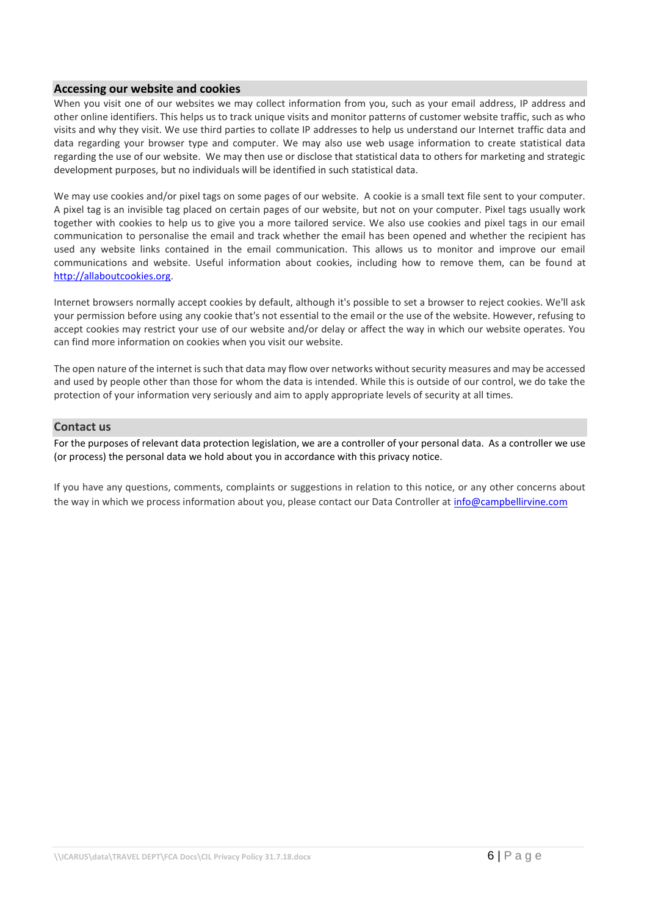## Accessing our website and cookies

When you visit one of our websites we may collect information from you, such as your email address, IP address and other online identifiers. This helps us to track unique visits and monitor patterns of customer website traffic, such as who visits and why they visit. We use third parties to collate IP addresses to help us understand our Internet traffic data and data regarding your browser type and computer. We may also use web usage information to create statistical data regarding the use of our website. We may then use or disclose that statistical data to others for marketing and strategic development purposes, but no individuals will be identified in such statistical data.

We may use cookies and/or pixel tags on some pages of our website. A cookie is a small text file sent to your computer. A pixel tag is an invisible tag placed on certain pages of our website, but not on your computer. Pixel tags usually work together with cookies to help us to give you a more tailored service. We also use cookies and pixel tags in our email communication to personalise the email and track whether the email has been opened and whether the recipient has used any website links contained in the email communication. This allows us to monitor and improve our email communications and website. Useful information about cookies, including how to remove them, can be found at [http://allaboutcookies.org](http://allaboutcookies.org).

Internet browsers normally accept cookies by default, although it's possible to set a browser to reject cookies. We'll ask your permission before using any cookie that's not essential to the email or the use of the website. However, refusing to accept cookies may restrict your use of our website and/or delay or affect the way in which our website operates. You can find more information on cookies when you visit our website.

The open nature of the internet is such that data may flow over networks without security measures and may be accessed and used by people other than those for whom the data is intended. While this is outside of our control, we do take the protection of your information very seriously and aim to apply appropriate levels of security at all times.

## Contact us

For the purposes of relevant data protection legislation, we are a controller of your personal data. As a controller we use (or process) the personal data we hold about you in accordance with this privacy notice.

If you have any questions, comments, complaints or suggestions in relation to this notice, or any other concerns about the way in which we process information about you, please contact our Data Controller at [info@campbellirvine.com](mailto:info@campbellirvine.com)